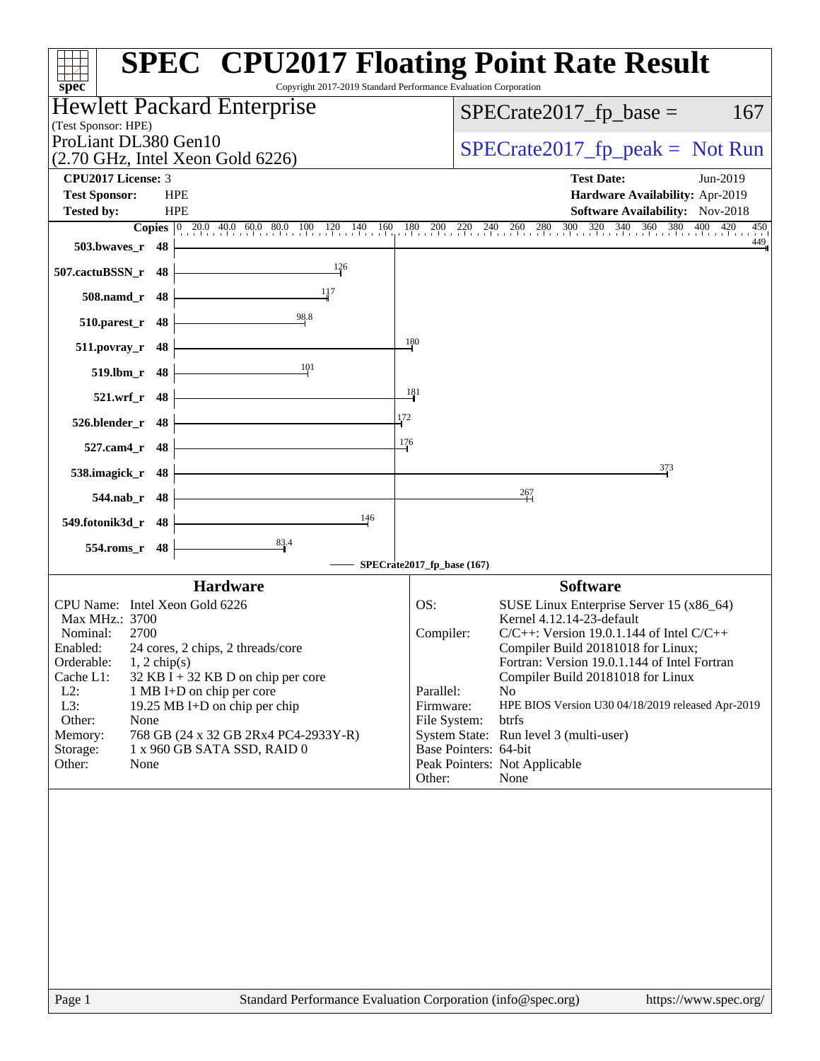# SPEC® CPU2017 Floating Point Rate Result

Copyright 2017-2019 Standard Performance Evaluation Corporation

## Hewlett Packard Enterprise

(Test Sponsor: HPE)

ProLiant DL380 Gen10
(2.70 GHz, Intel Xeon Gold 6226)

SPECrate2017_fp_base = 167

SPECrate2017_fp_peak = Not Run

**CPU2017 License:** 3
**Test Sponsor:** HPE
**Tested by:** HPE

**Test Date:** Jun-2019
**Hardware Availability:** Apr-2019
**Software Availability:** Nov-2018

Copies 0 20.0 40.0 60.0 80.0 100 120 140 160 180 200 220 240 260 280 300 320 340 360 380 400 420 450

503.bwaves_r 48 449
507.cactuBSSN_r 48 126
508.namd_r 48 117
510.parest_r 48 98.8
511.povray_r 48 180
519.lbm_r 48 101
521.wrf_r 48 181
526.blender_r 48 172
527.cam4_r 48 176
538.imagick_r 48 373
544.nab_r 48 267
549.fotonik3d_r 48 146
554.roms_r 48 83.4

SPECrate2017_fp_base (167)

### Hardware

| | |
|---|---|
| CPU Name: | Intel Xeon Gold 6226 |
| Max MHz.: | 3700 |
| Nominal: | 2700 |
| Enabled: | 24 cores, 2 chips, 2 threads/core |
| Orderable: | 1, 2 chip(s) |
| Cache L1: | 32 KB I + 32 KB D on chip per core |
| L2: | 1 MB I+D on chip per core |
| L3: | 19.25 MB I+D on chip per chip |
| Other: | None |
| Memory: | 768 GB (24 x 32 GB 2Rx4 PC4-2933Y-R) |
| Storage: | 1 x 960 GB SATA SSD, RAID 0 |
| Other: | None |

### Software

| | |
|---|---|
| OS: | SUSE Linux Enterprise Server 15 (x86_64) Kernel 4.12.14-23-default |
| Compiler: | C/C++: Version 19.0.1.144 of Intel C/C++ Compiler Build 20181018 for Linux; Fortran: Version 19.0.1.144 of Intel Fortran Compiler Build 20181018 for Linux |
| Parallel: | No |
| Firmware: | HPE BIOS Version U30 04/18/2019 released Apr-2019 |
| File System: | btrfs |
| System State: | Run level 3 (multi-user) |
| Base Pointers: | 64-bit |
| Peak Pointers: | Not Applicable |
| Other: | None |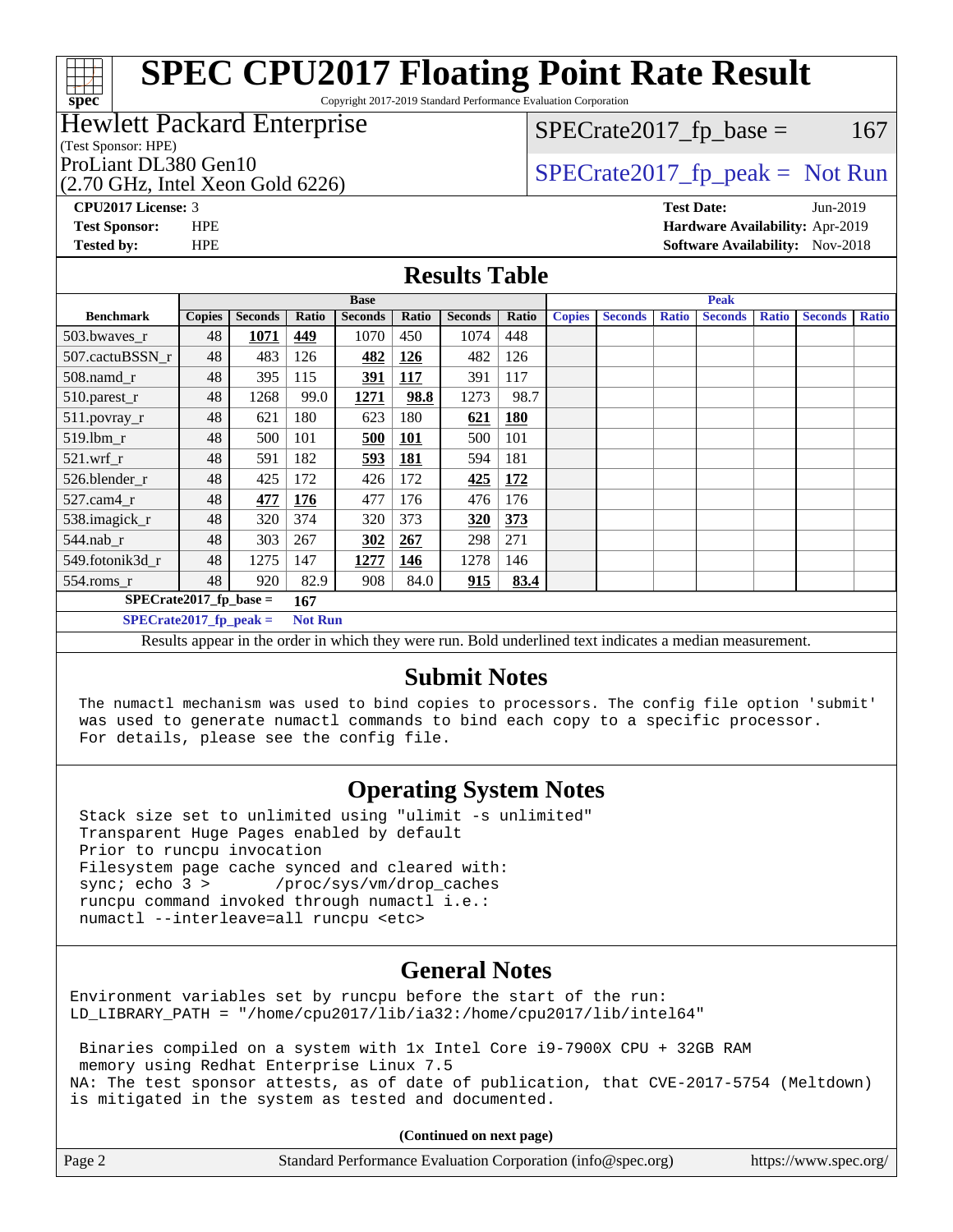# SPEC CPU2017 Floating Point Rate Result

Copyright 2017-2019 Standard Performance Evaluation Corporation

## Hewlett Packard Enterprise

(Test Sponsor: HPE)

ProLiant DL380 Gen10

(2.70 GHz, Intel Xeon Gold 6226)

SPECrate2017_fp_base = 167

SPECrate2017_fp_peak = Not Run

**CPU2017 License:** 3
**Test Sponsor:** HPE
**Tested by:** HPE

**Test Date:** Jun-2019
**Hardware Availability:** Apr-2019
**Software Availability:** Nov-2018

## Results Table

| | Base | | | | | | | Peak | | | | | | |
|---|---|---|---|---|---|---|---|---|---|---|---|---|---|---|
| **Benchmark** | **Copies** | **Seconds** | **Ratio** | **Seconds** | **Ratio** | **Seconds** | **Ratio** | **Copies** | **Seconds** | **Ratio** | **Seconds** | **Ratio** | **Seconds** | **Ratio** |
| 503.bwaves_r | 48 | **1071** | **449** | 1070 | 450 | 1074 | 448 | | | | | | | |
| 507.cactuBSSN_r | 48 | 483 | 126 | **482** | **126** | 482 | 126 | | | | | | | |
| 508.namd_r | 48 | 395 | 115 | **391** | **117** | 391 | 117 | | | | | | | |
| 510.parest_r | 48 | 1268 | 99.0 | **1271** | **98.8** | 1273 | 98.7 | | | | | | | |
| 511.povray_r | 48 | 621 | 180 | 623 | 180 | **621** | **180** | | | | | | | |
| 519.lbm_r | 48 | 500 | 101 | **500** | **101** | 500 | 101 | | | | | | | |
| 521.wrf_r | 48 | 591 | 182 | **593** | **181** | 594 | 181 | | | | | | | |
| 526.blender_r | 48 | 425 | 172 | 426 | 172 | **425** | **172** | | | | | | | |
| 527.cam4_r | 48 | **477** | **176** | 477 | 176 | 476 | 176 | | | | | | | |
| 538.imagick_r | 48 | 320 | 374 | 320 | 373 | **320** | **373** | | | | | | | |
| 544.nab_r | 48 | 303 | 267 | **302** | **267** | 298 | 271 | | | | | | | |
| 549.fotonik3d_r | 48 | 1275 | 147 | **1277** | **146** | 1278 | 146 | | | | | | | |
| 554.roms_r | 48 | 920 | 82.9 | 908 | 84.0 | **915** | **83.4** | | | | | | | |

**SPECrate2017_fp_base = 167**

**SPECrate2017_fp_peak = Not Run**

Results appear in the order in which they were run. Bold underlined text indicates a median measurement.

## Submit Notes

```
The numactl mechanism was used to bind copies to processors. The config file option 'submit'
was used to generate numactl commands to bind each copy to a specific processor.
For details, please see the config file.
```

## Operating System Notes

```
Stack size set to unlimited using "ulimit -s unlimited"
Transparent Huge Pages enabled by default
Prior to runcpu invocation
Filesystem page cache synced and cleared with:
sync; echo 3 >       /proc/sys/vm/drop_caches
runcpu command invoked through numactl i.e.:
numactl --interleave=all runcpu <etc>
```

## General Notes

```
Environment variables set by runcpu before the start of the run:
LD_LIBRARY_PATH = "/home/cpu2017/lib/ia32:/home/cpu2017/lib/intel64"

 Binaries compiled on a system with 1x Intel Core i9-7900X CPU + 32GB RAM
 memory using Redhat Enterprise Linux 7.5
NA: The test sponsor attests, as of date of publication, that CVE-2017-5754 (Meltdown)
is mitigated in the system as tested and documented.
```

**(Continued on next page)**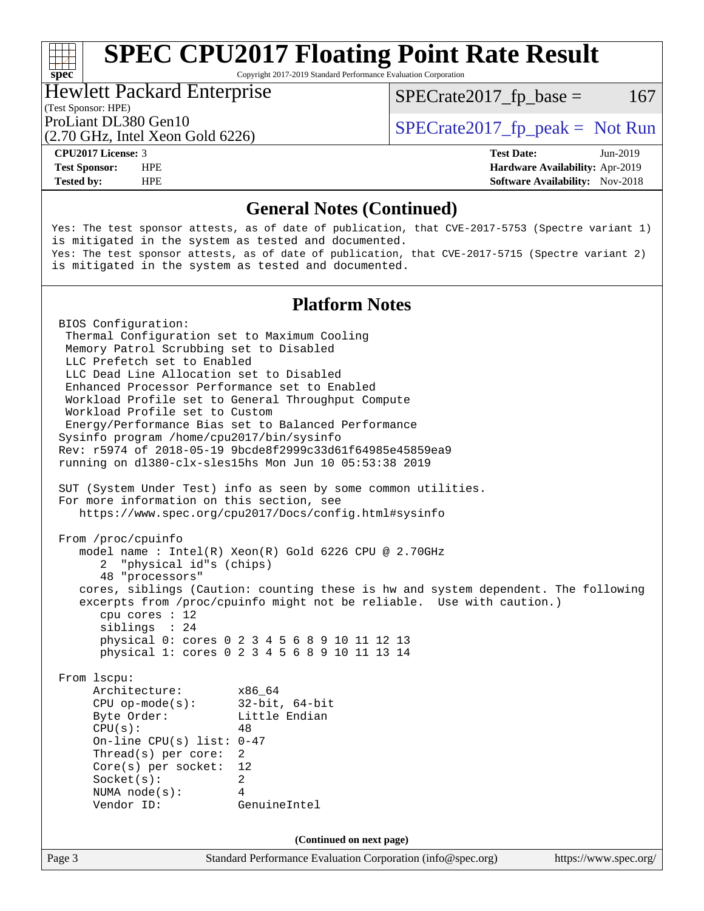## General Notes (Continued)

```
Yes: The test sponsor attests, as of date of publication, that CVE-2017-5753 (Spectre variant 1)
is mitigated in the system as tested and documented.
Yes: The test sponsor attests, as of date of publication, that CVE-2017-5715 (Spectre variant 2)
is mitigated in the system as tested and documented.
```

## Platform Notes

```
BIOS Configuration:
 Thermal Configuration set to Maximum Cooling
 Memory Patrol Scrubbing set to Disabled
 LLC Prefetch set to Enabled
 LLC Dead Line Allocation set to Disabled
 Enhanced Processor Performance set to Enabled
 Workload Profile set to General Throughput Compute
 Workload Profile set to Custom
 Energy/Performance Bias set to Balanced Performance
Sysinfo program /home/cpu2017/bin/sysinfo
Rev: r5974 of 2018-05-19 9bcde8f2999c33d61f64985e45859ea9
running on dl380-clx-sles15hs Mon Jun 10 05:53:38 2019

SUT (System Under Test) info as seen by some common utilities.
For more information on this section, see
   https://www.spec.org/cpu2017/Docs/config.html#sysinfo

From /proc/cpuinfo
   model name : Intel(R) Xeon(R) Gold 6226 CPU @ 2.70GHz
      2  "physical id"s (chips)
      48 "processors"
   cores, siblings (Caution: counting these is hw and system dependent. The following
   excerpts from /proc/cpuinfo might not be reliable.  Use with caution.)
      cpu cores : 12
      siblings  : 24
      physical 0: cores 0 2 3 4 5 6 8 9 10 11 12 13
      physical 1: cores 0 2 3 4 5 6 8 9 10 11 13 14

From lscpu:
     Architecture:          x86_64
     CPU op-mode(s):        32-bit, 64-bit
     Byte Order:            Little Endian
     CPU(s):                48
     On-line CPU(s) list: 0-47
     Thread(s) per core:  2
     Core(s) per socket:  12
     Socket(s):             2
     NUMA node(s):          4
     Vendor ID:             GenuineIntel
```

(Continued on next page)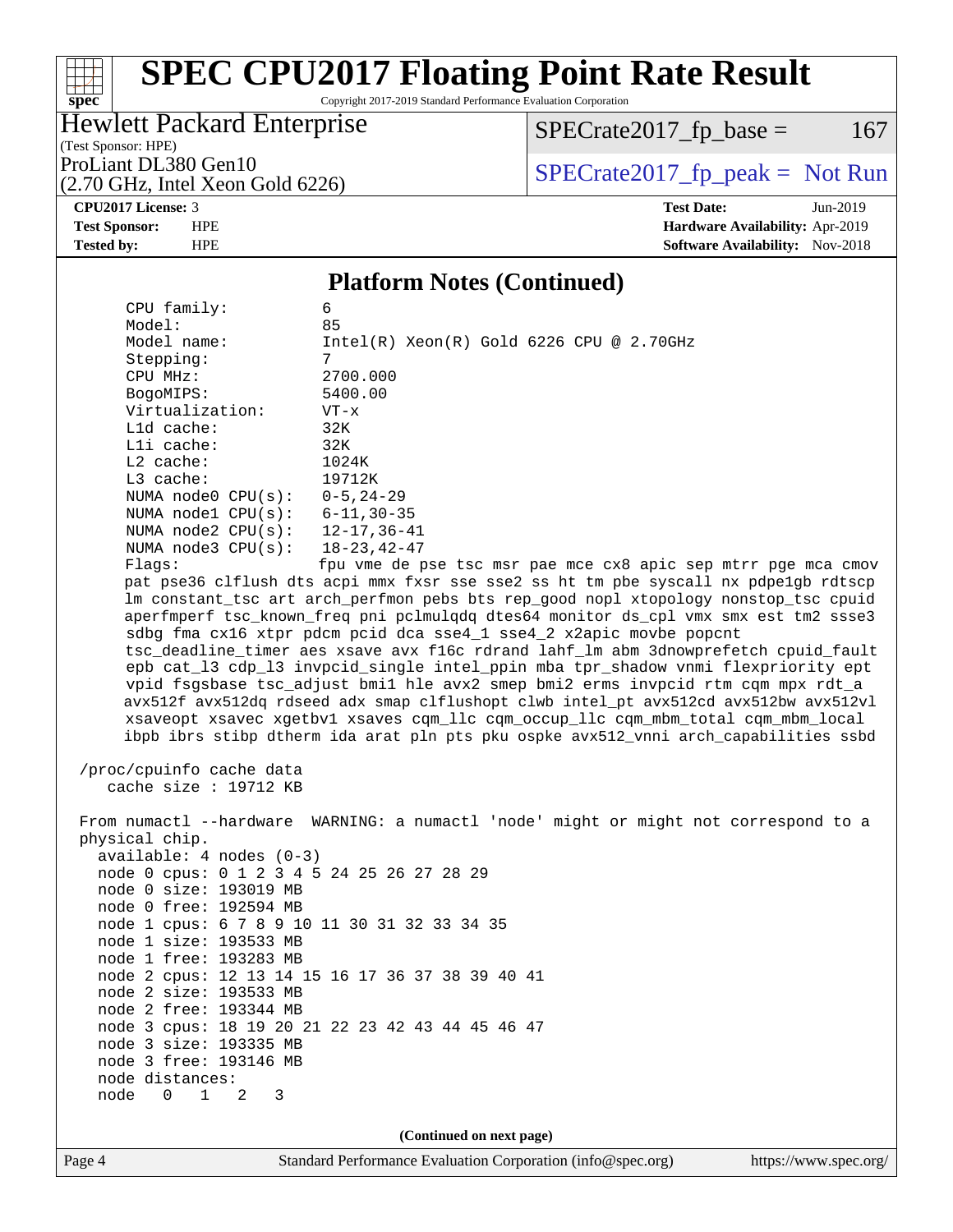## Platform Notes (Continued)

```
     CPU family:          6
     Model:               85
     Model name:          Intel(R) Xeon(R) Gold 6226 CPU @ 2.70GHz
     Stepping:            7
     CPU MHz:             2700.000
     BogoMIPS:            5400.00
     Virtualization:      VT-x
     L1d cache:           32K
     L1i cache:           32K
     L2 cache:            1024K
     L3 cache:            19712K
     NUMA node0 CPU(s):   0-5,24-29
     NUMA node1 CPU(s):   6-11,30-35
     NUMA node2 CPU(s):   12-17,36-41
     NUMA node3 CPU(s):   18-23,42-47
     Flags:               fpu vme de pse tsc msr pae mce cx8 apic sep mtrr pge mca cmov
     pat pse36 clflush dts acpi mmx fxsr sse sse2 ss ht tm pbe syscall nx pdpe1gb rdtscp
     lm constant_tsc art arch_perfmon pebs bts rep_good nopl xtopology nonstop_tsc cpuid
     aperfmperf tsc_known_freq pni pclmulqdq dtes64 monitor ds_cpl vmx smx est tm2 ssse3
     sdbg fma cx16 xtpr pdcm pcid dca sse4_1 sse4_2 x2apic movbe popcnt
     tsc_deadline_timer aes xsave avx f16c rdrand lahf_lm abm 3dnowprefetch cpuid_fault
     epb cat_l3 cdp_l3 invpcid_single intel_ppin mba tpr_shadow vnmi flexpriority ept
     vpid fsgsbase tsc_adjust bmi1 hle avx2 smep bmi2 erms invpcid rtm cqm mpx rdt_a
     avx512f avx512dq rdseed adx smap clflushopt clwb intel_pt avx512cd avx512bw avx512vl
     xsaveopt xsavec xgetbv1 xsaves cqm_llc cqm_occup_llc cqm_mbm_total cqm_mbm_local
     ibpb ibrs stibp dtherm ida arat pln pts pku ospke avx512_vnni arch_capabilities ssbd

 /proc/cpuinfo cache data
    cache size : 19712 KB

 From numactl --hardware  WARNING: a numactl 'node' might or might not correspond to a
 physical chip.
   available: 4 nodes (0-3)
   node 0 cpus: 0 1 2 3 4 5 24 25 26 27 28 29
   node 0 size: 193019 MB
   node 0 free: 192594 MB
   node 1 cpus: 6 7 8 9 10 11 30 31 32 33 34 35
   node 1 size: 193533 MB
   node 1 free: 193283 MB
   node 2 cpus: 12 13 14 15 16 17 36 37 38 39 40 41
   node 2 size: 193533 MB
   node 2 free: 193344 MB
   node 3 cpus: 18 19 20 21 22 23 42 43 44 45 46 47
   node 3 size: 193335 MB
   node 3 free: 193146 MB
   node distances:
   node   0   1   2   3
```

**(Continued on next page)**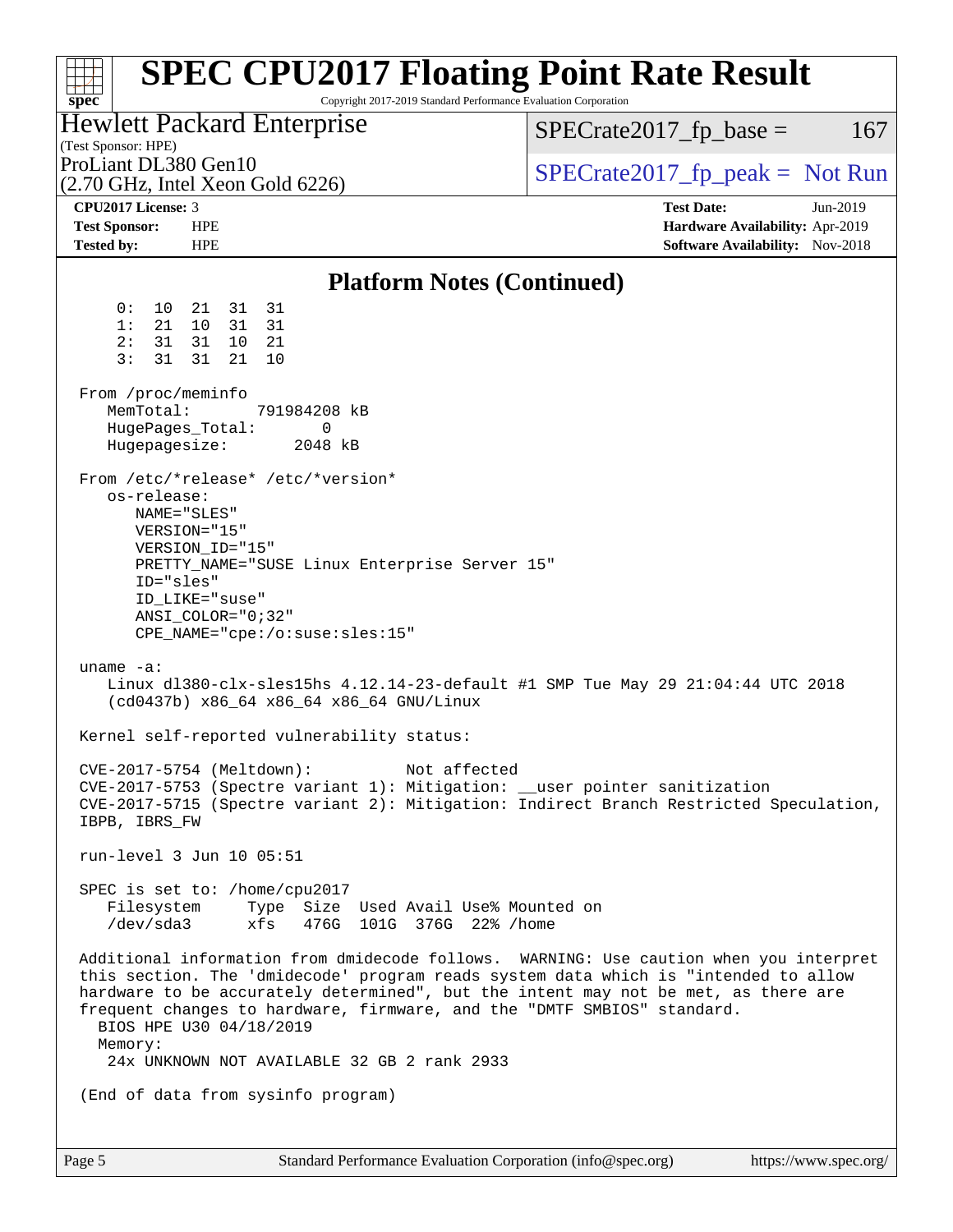## Platform Notes (Continued)

```
     0:  10  21  31  31
     1:  21  10  31  31
     2:  31  31  10  21
     3:  31  31  21  10

 From /proc/meminfo
    MemTotal:       791984208 kB
    HugePages_Total:       0
    Hugepagesize:       2048 kB

 From /etc/*release* /etc/*version*
    os-release:
       NAME="SLES"
       VERSION="15"
       VERSION_ID="15"
       PRETTY_NAME="SUSE Linux Enterprise Server 15"
       ID="sles"
       ID_LIKE="suse"
       ANSI_COLOR="0;32"
       CPE_NAME="cpe:/o:suse:sles:15"

 uname -a:
    Linux dl380-clx-sles15hs 4.12.14-23-default #1 SMP Tue May 29 21:04:44 UTC 2018
    (cd0437b) x86_64 x86_64 x86_64 GNU/Linux

 Kernel self-reported vulnerability status:

 CVE-2017-5754 (Meltdown):          Not affected
 CVE-2017-5753 (Spectre variant 1): Mitigation: __user pointer sanitization
 CVE-2017-5715 (Spectre variant 2): Mitigation: Indirect Branch Restricted Speculation,
 IBPB, IBRS_FW

 run-level 3 Jun 10 05:51

 SPEC is set to: /home/cpu2017
    Filesystem     Type  Size  Used Avail Use% Mounted on
    /dev/sda3      xfs   476G  101G  376G  22% /home

 Additional information from dmidecode follows.  WARNING: Use caution when you interpret
 this section. The 'dmidecode' program reads system data which is "intended to allow
 hardware to be accurately determined", but the intent may not be met, as there are
 frequent changes to hardware, firmware, and the "DMTF SMBIOS" standard.
   BIOS HPE U30 04/18/2019
   Memory:
     24x UNKNOWN NOT AVAILABLE 32 GB 2 rank 2933

 (End of data from sysinfo program)
```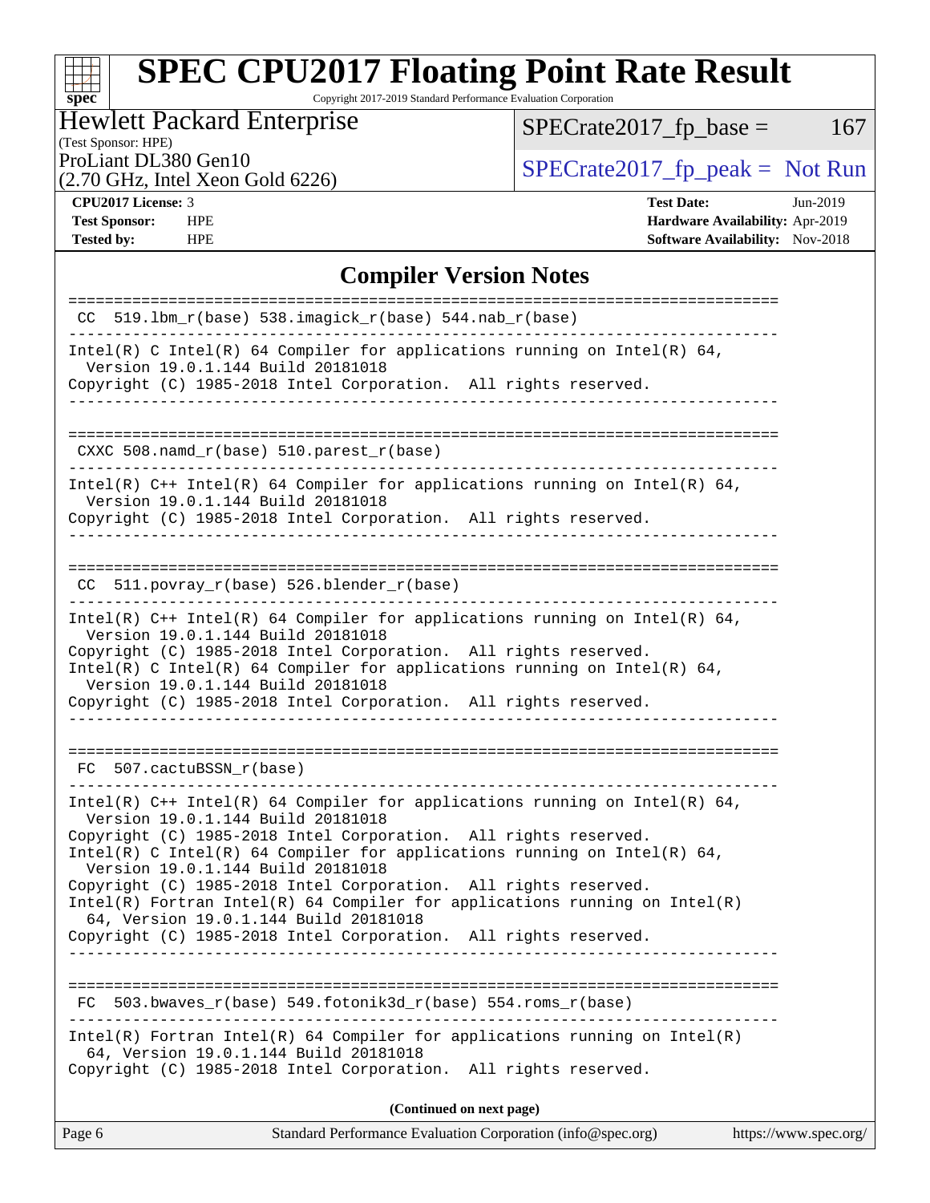# SPEC CPU2017 Floating Point Rate Result

Copyright 2017-2019 Standard Performance Evaluation Corporation

**Hewlett Packard Enterprise**
(Test Sponsor: HPE)
ProLiant DL380 Gen10
(2.70 GHz, Intel Xeon Gold 6226)

SPECrate2017_fp_base = 167

SPECrate2017_fp_peak = Not Run

**CPU2017 License:** 3
**Test Sponsor:** HPE
**Tested by:** HPE

**Test Date:** Jun-2019
**Hardware Availability:** Apr-2019
**Software Availability:** Nov-2018

## Compiler Version Notes

```
==============================================================================
 CC  519.lbm_r(base) 538.imagick_r(base) 544.nab_r(base)
------------------------------------------------------------------------------
Intel(R) C Intel(R) 64 Compiler for applications running on Intel(R) 64,
  Version 19.0.1.144 Build 20181018
Copyright (C) 1985-2018 Intel Corporation.  All rights reserved.
------------------------------------------------------------------------------

==============================================================================
 CXXC 508.namd_r(base) 510.parest_r(base)
------------------------------------------------------------------------------
Intel(R) C++ Intel(R) 64 Compiler for applications running on Intel(R) 64,
  Version 19.0.1.144 Build 20181018
Copyright (C) 1985-2018 Intel Corporation.  All rights reserved.
------------------------------------------------------------------------------

==============================================================================
 CC  511.povray_r(base) 526.blender_r(base)
------------------------------------------------------------------------------
Intel(R) C++ Intel(R) 64 Compiler for applications running on Intel(R) 64,
  Version 19.0.1.144 Build 20181018
Copyright (C) 1985-2018 Intel Corporation.  All rights reserved.
Intel(R) C Intel(R) 64 Compiler for applications running on Intel(R) 64,
  Version 19.0.1.144 Build 20181018
Copyright (C) 1985-2018 Intel Corporation.  All rights reserved.
------------------------------------------------------------------------------

==============================================================================
 FC  507.cactuBSSN_r(base)
------------------------------------------------------------------------------
Intel(R) C++ Intel(R) 64 Compiler for applications running on Intel(R) 64,
  Version 19.0.1.144 Build 20181018
Copyright (C) 1985-2018 Intel Corporation.  All rights reserved.
Intel(R) C Intel(R) 64 Compiler for applications running on Intel(R) 64,
  Version 19.0.1.144 Build 20181018
Copyright (C) 1985-2018 Intel Corporation.  All rights reserved.
Intel(R) Fortran Intel(R) 64 Compiler for applications running on Intel(R)
  64, Version 19.0.1.144 Build 20181018
Copyright (C) 1985-2018 Intel Corporation.  All rights reserved.
------------------------------------------------------------------------------

==============================================================================
 FC  503.bwaves_r(base) 549.fotonik3d_r(base) 554.roms_r(base)
------------------------------------------------------------------------------
Intel(R) Fortran Intel(R) 64 Compiler for applications running on Intel(R)
  64, Version 19.0.1.144 Build 20181018
Copyright (C) 1985-2018 Intel Corporation.  All rights reserved.
```

**(Continued on next page)**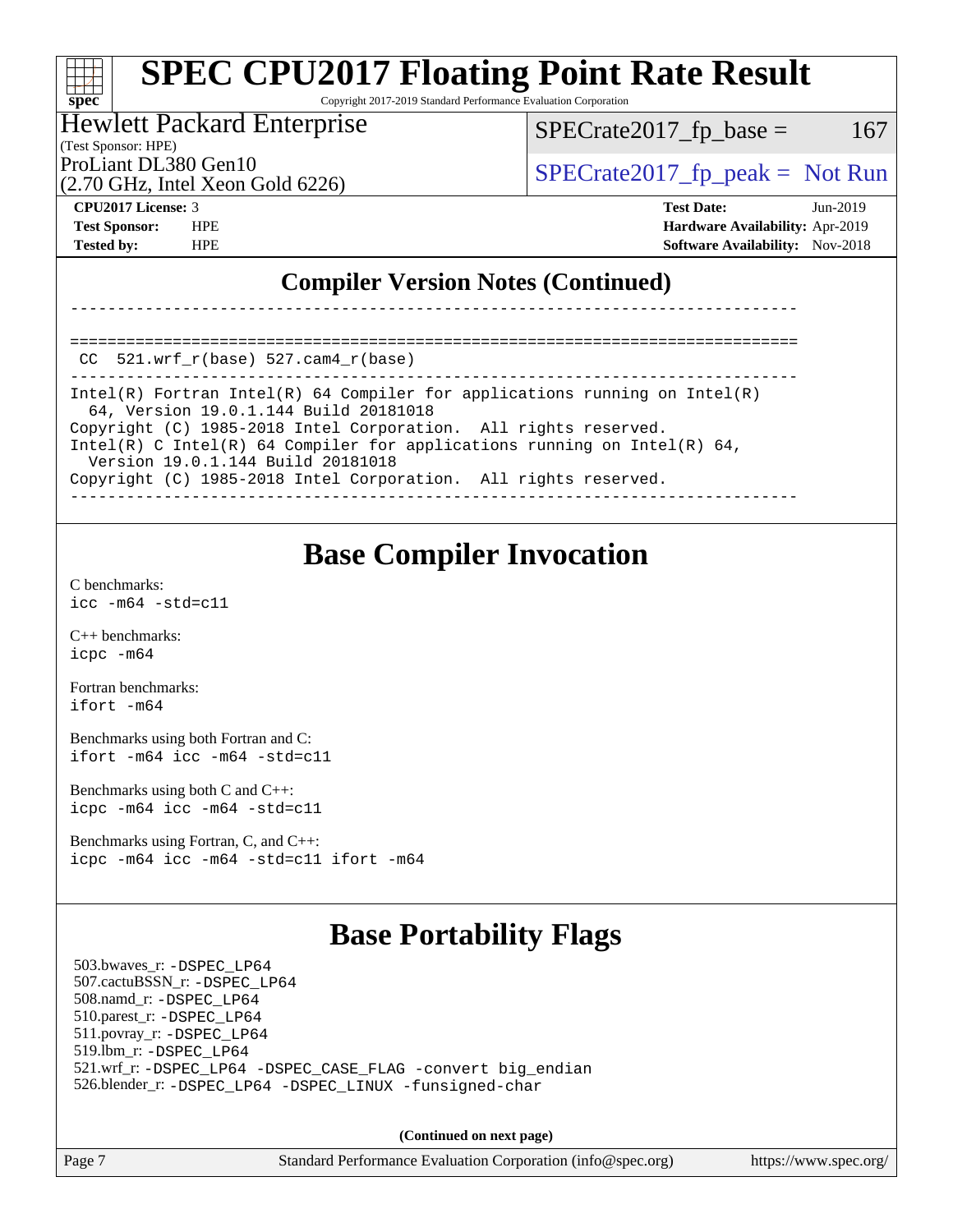## Compiler Version Notes (Continued)

```
------------------------------------------------------------------------------

==============================================================================
 CC  521.wrf_r(base) 527.cam4_r(base)
------------------------------------------------------------------------------
Intel(R) Fortran Intel(R) 64 Compiler for applications running on Intel(R)
  64, Version 19.0.1.144 Build 20181018
Copyright (C) 1985-2018 Intel Corporation.  All rights reserved.
Intel(R) C Intel(R) 64 Compiler for applications running on Intel(R) 64,
  Version 19.0.1.144 Build 20181018
Copyright (C) 1985-2018 Intel Corporation.  All rights reserved.
------------------------------------------------------------------------------
```

## Base Compiler Invocation

C benchmarks:
`icc -m64 -std=c11`

C++ benchmarks:
`icpc -m64`

Fortran benchmarks:
`ifort -m64`

Benchmarks using both Fortran and C:
`ifort -m64 icc -m64 -std=c11`

Benchmarks using both C and C++:
`icpc -m64 icc -m64 -std=c11`

Benchmarks using Fortran, C, and C++:
`icpc -m64 icc -m64 -std=c11 ifort -m64`

## Base Portability Flags

503.bwaves_r: `-DSPEC_LP64`
507.cactuBSSN_r: `-DSPEC_LP64`
508.namd_r: `-DSPEC_LP64`
510.parest_r: `-DSPEC_LP64`
511.povray_r: `-DSPEC_LP64`
519.lbm_r: `-DSPEC_LP64`
521.wrf_r: `-DSPEC_LP64 -DSPEC_CASE_FLAG -convert big_endian`
526.blender_r: `-DSPEC_LP64 -DSPEC_LINUX -funsigned-char`

(Continued on next page)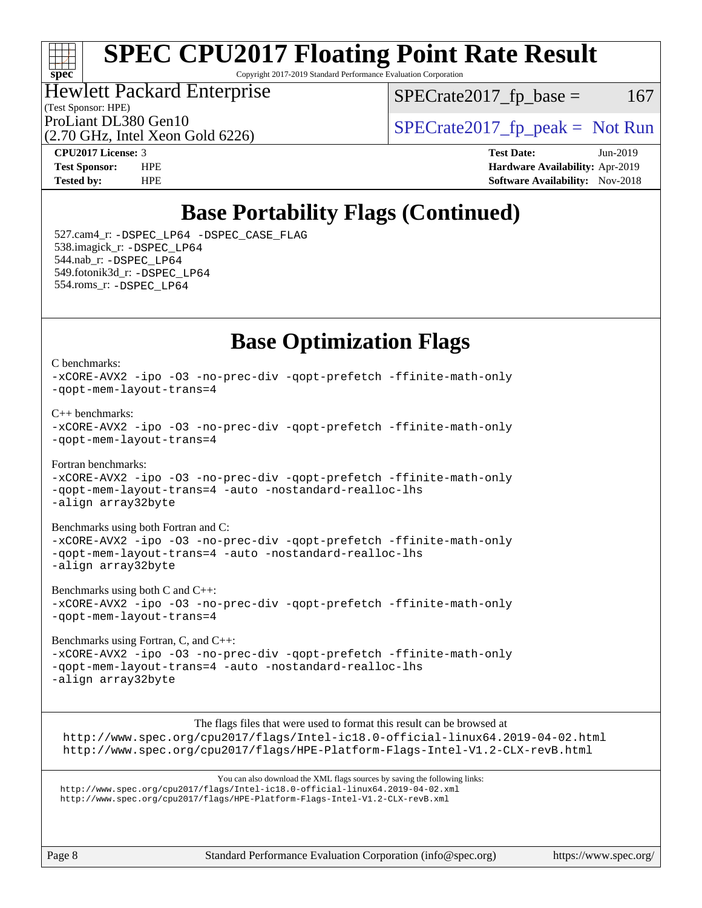# Base Portability Flags (Continued)

527.cam4_r: -DSPEC_LP64 -DSPEC_CASE_FLAG
538.imagick_r: -DSPEC_LP64
544.nab_r: -DSPEC_LP64
549.fotonik3d_r: -DSPEC_LP64
554.roms_r: -DSPEC_LP64

# Base Optimization Flags

C benchmarks:
-xCORE-AVX2 -ipo -O3 -no-prec-div -qopt-prefetch -ffinite-math-only
-qopt-mem-layout-trans=4

C++ benchmarks:
-xCORE-AVX2 -ipo -O3 -no-prec-div -qopt-prefetch -ffinite-math-only
-qopt-mem-layout-trans=4

Fortran benchmarks:
-xCORE-AVX2 -ipo -O3 -no-prec-div -qopt-prefetch -ffinite-math-only
-qopt-mem-layout-trans=4 -auto -nostandard-realloc-lhs
-align array32byte

Benchmarks using both Fortran and C:
-xCORE-AVX2 -ipo -O3 -no-prec-div -qopt-prefetch -ffinite-math-only
-qopt-mem-layout-trans=4 -auto -nostandard-realloc-lhs
-align array32byte

Benchmarks using both C and C++:
-xCORE-AVX2 -ipo -O3 -no-prec-div -qopt-prefetch -ffinite-math-only
-qopt-mem-layout-trans=4

Benchmarks using Fortran, C, and C++:
-xCORE-AVX2 -ipo -O3 -no-prec-div -qopt-prefetch -ffinite-math-only
-qopt-mem-layout-trans=4 -auto -nostandard-realloc-lhs
-align array32byte

The flags files that were used to format this result can be browsed at
http://www.spec.org/cpu2017/flags/Intel-ic18.0-official-linux64.2019-04-02.html
http://www.spec.org/cpu2017/flags/HPE-Platform-Flags-Intel-V1.2-CLX-revB.html

You can also download the XML flags sources by saving the following links:
http://www.spec.org/cpu2017/flags/Intel-ic18.0-official-linux64.2019-04-02.xml
http://www.spec.org/cpu2017/flags/HPE-Platform-Flags-Intel-V1.2-CLX-revB.xml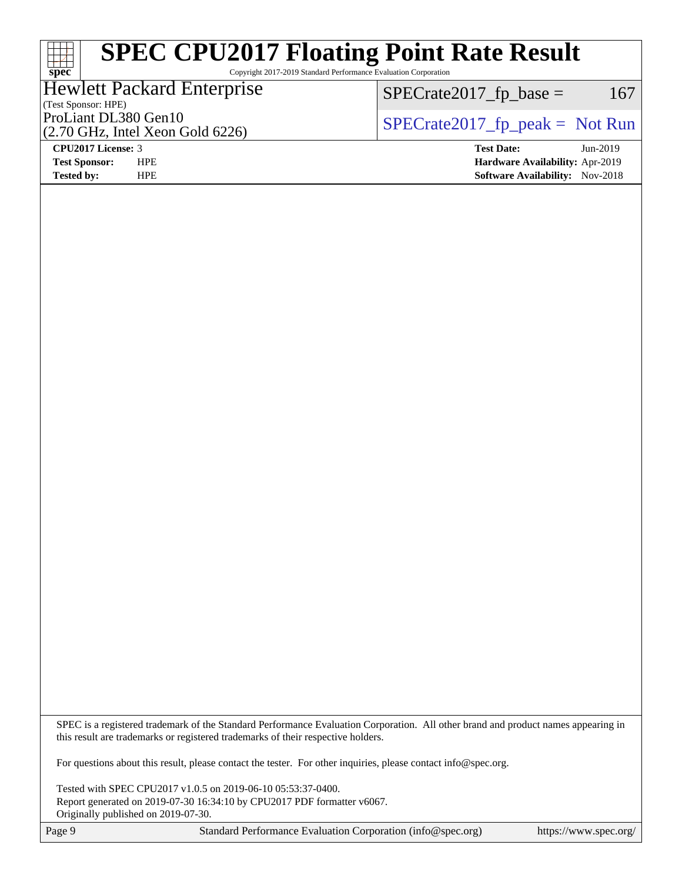SPEC is a registered trademark of the Standard Performance Evaluation Corporation. All other brand and product names appearing in this result are trademarks or registered trademarks of their respective holders.

For questions about this result, please contact the tester. For other inquiries, please contact info@spec.org.

Tested with SPEC CPU2017 v1.0.5 on 2019-06-10 05:53:37-0400.
Report generated on 2019-07-30 16:34:10 by CPU2017 PDF formatter v6067.
Originally published on 2019-07-30.